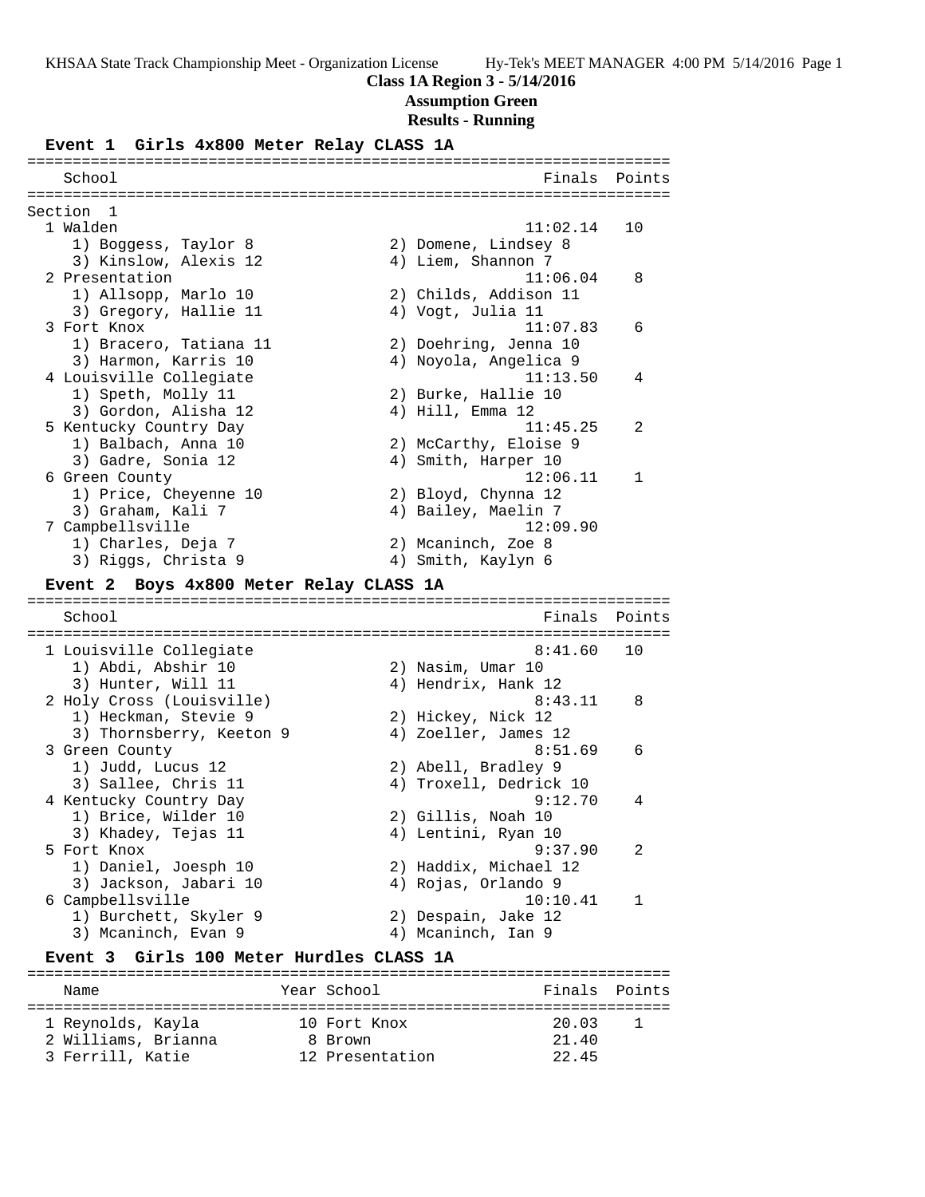KHSAA State Track Championship Meet - Organization License Hy-Tek's MEET MANAGER 4:00 PM 5/14/2016 Page 1

## Class 1A Region 3 - 5/14/2016

## Assumption Green

## Results - Running

### Event 1 Girls 4x800 Meter Relay CLASS 1A

Section 1

| Place | School | Finals | Points |
|---|---|---|---|
| 1 | Walden | 11:02.14 | 10 |
| | 1) Boggess, Taylor 8; 2) Domene, Lindsey 8; 3) Kinslow, Alexis 12; 4) Liem, Shannon 7 | | |
| 2 | Presentation | 11:06.04 | 8 |
| | 1) Allsopp, Marlo 10; 2) Childs, Addison 11; 3) Gregory, Hallie 11; 4) Vogt, Julia 11 | | |
| 3 | Fort Knox | 11:07.83 | 6 |
| | 1) Bracero, Tatiana 11; 2) Doehring, Jenna 10; 3) Harmon, Karris 10; 4) Noyola, Angelica 9 | | |
| 4 | Louisville Collegiate | 11:13.50 | 4 |
| | 1) Speth, Molly 11; 2) Burke, Hallie 10; 3) Gordon, Alisha 12; 4) Hill, Emma 12 | | |
| 5 | Kentucky Country Day | 11:45.25 | 2 |
| | 1) Balbach, Anna 10; 2) McCarthy, Eloise 9; 3) Gadre, Sonia 12; 4) Smith, Harper 10 | | |
| 6 | Green County | 12:06.11 | 1 |
| | 1) Price, Cheyenne 10; 2) Bloyd, Chynna 12; 3) Graham, Kali 7; 4) Bailey, Maelin 7 | | |
| 7 | Campbellsville | 12:09.90 | |
| | 1) Charles, Deja 7; 2) Mcaninch, Zoe 8; 3) Riggs, Christa 9; 4) Smith, Kaylyn 6 | | |

### Event 2 Boys 4x800 Meter Relay CLASS 1A

| Place | School | Finals | Points |
|---|---|---|---|
| 1 | Louisville Collegiate | 8:41.60 | 10 |
| | 1) Abdi, Abshir 10; 2) Nasim, Umar 10; 3) Hunter, Will 11; 4) Hendrix, Hank 12 | | |
| 2 | Holy Cross (Louisville) | 8:43.11 | 8 |
| | 1) Heckman, Stevie 9; 2) Hickey, Nick 12; 3) Thornsberry, Keeton 9; 4) Zoeller, James 12 | | |
| 3 | Green County | 8:51.69 | 6 |
| | 1) Judd, Lucus 12; 2) Abell, Bradley 9; 3) Sallee, Chris 11; 4) Troxell, Dedrick 10 | | |
| 4 | Kentucky Country Day | 9:12.70 | 4 |
| | 1) Brice, Wilder 10; 2) Gillis, Noah 10; 3) Khadey, Tejas 11; 4) Lentini, Ryan 10 | | |
| 5 | Fort Knox | 9:37.90 | 2 |
| | 1) Daniel, Joesph 10; 2) Haddix, Michael 12; 3) Jackson, Jabari 10; 4) Rojas, Orlando 9 | | |
| 6 | Campbellsville | 10:10.41 | 1 |
| | 1) Burchett, Skyler 9; 2) Despain, Jake 12; 3) Mcaninch, Evan 9; 4) Mcaninch, Ian 9 | | |

### Event 3 Girls 100 Meter Hurdles CLASS 1A

| Place | Name | Year | School | Finals | Points |
|---|---|---|---|---|---|
| 1 | Reynolds, Kayla | 10 | Fort Knox | 20.03 | 1 |
| 2 | Williams, Brianna | 8 | Brown | 21.40 | |
| 3 | Ferrill, Katie | 12 | Presentation | 22.45 | |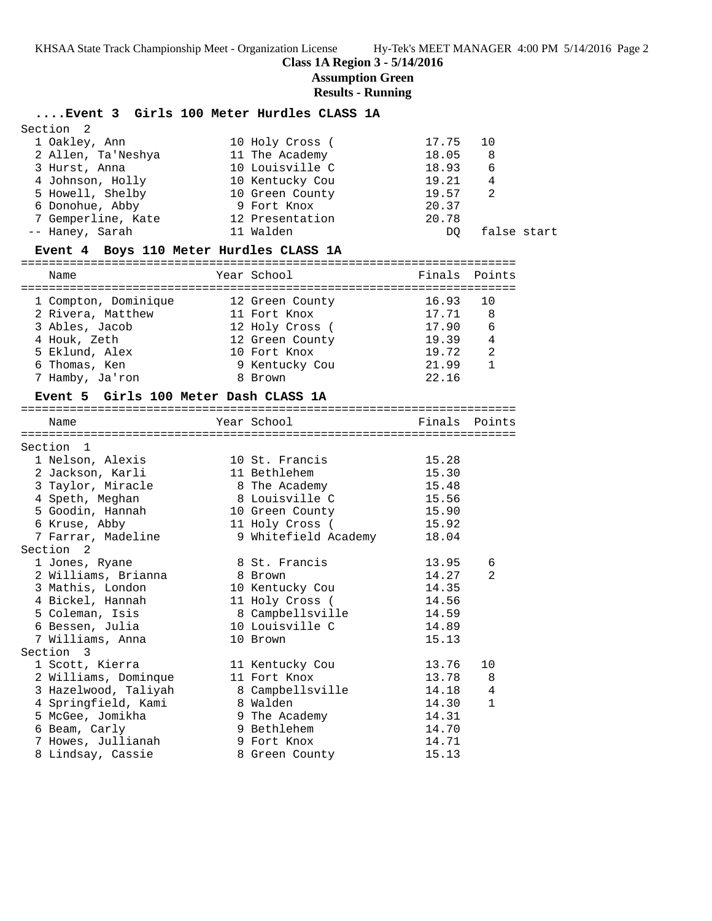## Class 1A Region 3 - 5/14/2016

**Assumption Green**

**Results - Running**

### ....Event 3 Girls 100 Meter Hurdles CLASS 1A

Section 2

| Place | Name | Year | School | Finals | Points |
|---|---|---|---|---|---|
| 1 | Oakley, Ann | 10 | Holy Cross ( | 17.75 | 10 |
| 2 | Allen, Ta'Neshya | 11 | The Academy | 18.05 | 8 |
| 3 | Hurst, Anna | 10 | Louisville C | 18.93 | 6 |
| 4 | Johnson, Holly | 10 | Kentucky Cou | 19.21 | 4 |
| 5 | Howell, Shelby | 10 | Green County | 19.57 | 2 |
| 6 | Donohue, Abby | 9 | Fort Knox | 20.37 | |
| 7 | Gemperline, Kate | 12 | Presentation | 20.78 | |
| -- | Haney, Sarah | 11 | Walden | DQ | false start |

### Event 4 Boys 110 Meter Hurdles CLASS 1A

| Place | Name | Year | School | Finals | Points |
|---|---|---|---|---|---|
| 1 | Compton, Dominique | 12 | Green County | 16.93 | 10 |
| 2 | Rivera, Matthew | 11 | Fort Knox | 17.71 | 8 |
| 3 | Ables, Jacob | 12 | Holy Cross ( | 17.90 | 6 |
| 4 | Houk, Zeth | 12 | Green County | 19.39 | 4 |
| 5 | Eklund, Alex | 10 | Fort Knox | 19.72 | 2 |
| 6 | Thomas, Ken | 9 | Kentucky Cou | 21.99 | 1 |
| 7 | Hamby, Ja'ron | 8 | Brown | 22.16 | |

### Event 5 Girls 100 Meter Dash CLASS 1A

| Place | Name | Year | School | Finals | Points |
|---|---|---|---|---|---|
| **Section 1** | | | | | |
| 1 | Nelson, Alexis | 10 | St. Francis | 15.28 | |
| 2 | Jackson, Karli | 11 | Bethlehem | 15.30 | |
| 3 | Taylor, Miracle | 8 | The Academy | 15.48 | |
| 4 | Speth, Meghan | 8 | Louisville C | 15.56 | |
| 5 | Goodin, Hannah | 10 | Green County | 15.90 | |
| 6 | Kruse, Abby | 11 | Holy Cross ( | 15.92 | |
| 7 | Farrar, Madeline | 9 | Whitefield Academy | 18.04 | |
| **Section 2** | | | | | |
| 1 | Jones, Ryane | 8 | St. Francis | 13.95 | 6 |
| 2 | Williams, Brianna | 8 | Brown | 14.27 | 2 |
| 3 | Mathis, London | 10 | Kentucky Cou | 14.35 | |
| 4 | Bickel, Hannah | 11 | Holy Cross ( | 14.56 | |
| 5 | Coleman, Isis | 8 | Campbellsville | 14.59 | |
| 6 | Bessen, Julia | 10 | Louisville C | 14.89 | |
| 7 | Williams, Anna | 10 | Brown | 15.13 | |
| **Section 3** | | | | | |
| 1 | Scott, Kierra | 11 | Kentucky Cou | 13.76 | 10 |
| 2 | Williams, Dominque | 11 | Fort Knox | 13.78 | 8 |
| 3 | Hazelwood, Taliyah | 8 | Campbellsville | 14.18 | 4 |
| 4 | Springfield, Kami | 8 | Walden | 14.30 | 1 |
| 5 | McGee, Jomikha | 9 | The Academy | 14.31 | |
| 6 | Beam, Carly | 9 | Bethlehem | 14.70 | |
| 7 | Howes, Jullianah | 9 | Fort Knox | 14.71 | |
| 8 | Lindsay, Cassie | 8 | Green County | 15.13 | |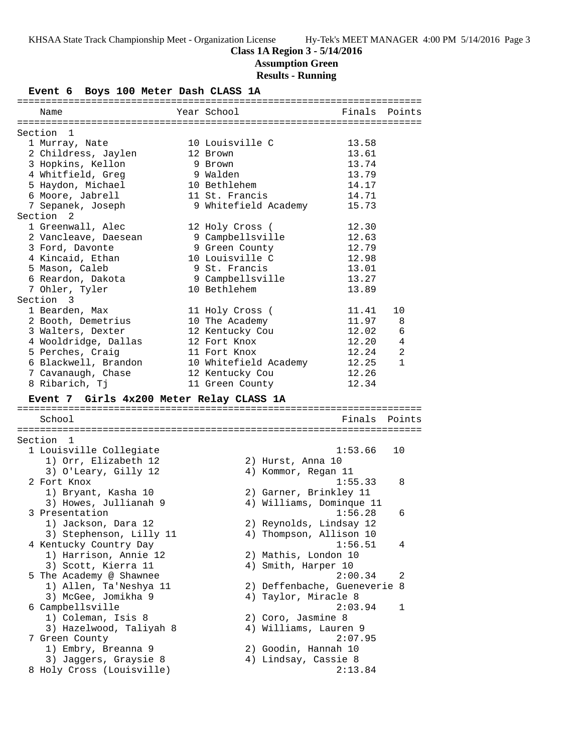**Class 1A Region 3 - 5/14/2016**

**Assumption Green**

**Results - Running**

## Event 6 Boys 100 Meter Dash CLASS 1A

| Name | Year | School | Finals | Points |
|---|---|---|---|---|
| **Section 1** | | | | |
| 1 Murray, Nate | 10 | Louisville C | 13.58 | |
| 2 Childress, Jaylen | 12 | Brown | 13.61 | |
| 3 Hopkins, Kellon | 9 | Brown | 13.74 | |
| 4 Whitfield, Greg | 9 | Walden | 13.79 | |
| 5 Haydon, Michael | 10 | Bethlehem | 14.17 | |
| 6 Moore, Jabrell | 11 | St. Francis | 14.71 | |
| 7 Sepanek, Joseph | 9 | Whitefield Academy | 15.73 | |
| **Section 2** | | | | |
| 1 Greenwall, Alec | 12 | Holy Cross ( | 12.30 | |
| 2 Vancleave, Daesean | 9 | Campbellsville | 12.63 | |
| 3 Ford, Davonte | 9 | Green County | 12.79 | |
| 4 Kincaid, Ethan | 10 | Louisville C | 12.98 | |
| 5 Mason, Caleb | 9 | St. Francis | 13.01 | |
| 6 Reardon, Dakota | 9 | Campbellsville | 13.27 | |
| 7 Ohler, Tyler | 10 | Bethlehem | 13.89 | |
| **Section 3** | | | | |
| 1 Bearden, Max | 11 | Holy Cross ( | 11.41 | 10 |
| 2 Booth, Demetrius | 10 | The Academy | 11.97 | 8 |
| 3 Walters, Dexter | 12 | Kentucky Cou | 12.02 | 6 |
| 4 Wooldridge, Dallas | 12 | Fort Knox | 12.20 | 4 |
| 5 Perches, Craig | 11 | Fort Knox | 12.24 | 2 |
| 6 Blackwell, Brandon | 10 | Whitefield Academy | 12.25 | 1 |
| 7 Cavanaugh, Chase | 12 | Kentucky Cou | 12.26 | |
| 8 Ribarich, Tj | 11 | Green County | 12.34 | |

## Event 7 Girls 4x200 Meter Relay CLASS 1A

| School | Finals | Points |
|---|---|---|
| **Section 1** | | |
| 1 Louisville Collegiate | 1:53.66 | 10 |
| 1) Orr, Elizabeth 12; 2) Hurst, Anna 10; 3) O'Leary, Gilly 12; 4) Kommor, Regan 11 | | |
| 2 Fort Knox | 1:55.33 | 8 |
| 1) Bryant, Kasha 10; 2) Garner, Brinkley 11; 3) Howes, Jullianah 9; 4) Williams, Dominque 11 | | |
| 3 Presentation | 1:56.28 | 6 |
| 1) Jackson, Dara 12; 2) Reynolds, Lindsay 12; 3) Stephenson, Lilly 11; 4) Thompson, Allison 10 | | |
| 4 Kentucky Country Day | 1:56.51 | 4 |
| 1) Harrison, Annie 12; 2) Mathis, London 10; 3) Scott, Kierra 11; 4) Smith, Harper 10 | | |
| 5 The Academy @ Shawnee | 2:00.34 | 2 |
| 1) Allen, Ta'Neshya 11; 2) Deffenbache, Gueneverie 8; 3) McGee, Jomikha 9; 4) Taylor, Miracle 8 | | |
| 6 Campbellsville | 2:03.94 | 1 |
| 1) Coleman, Isis 8; 2) Coro, Jasmine 8; 3) Hazelwood, Taliyah 8; 4) Williams, Lauren 9 | | |
| 7 Green County | 2:07.95 | |
| 1) Embry, Breanna 9; 2) Goodin, Hannah 10; 3) Jaggers, Graysie 8; 4) Lindsay, Cassie 8 | | |
| 8 Holy Cross (Louisville) | 2:13.84 | |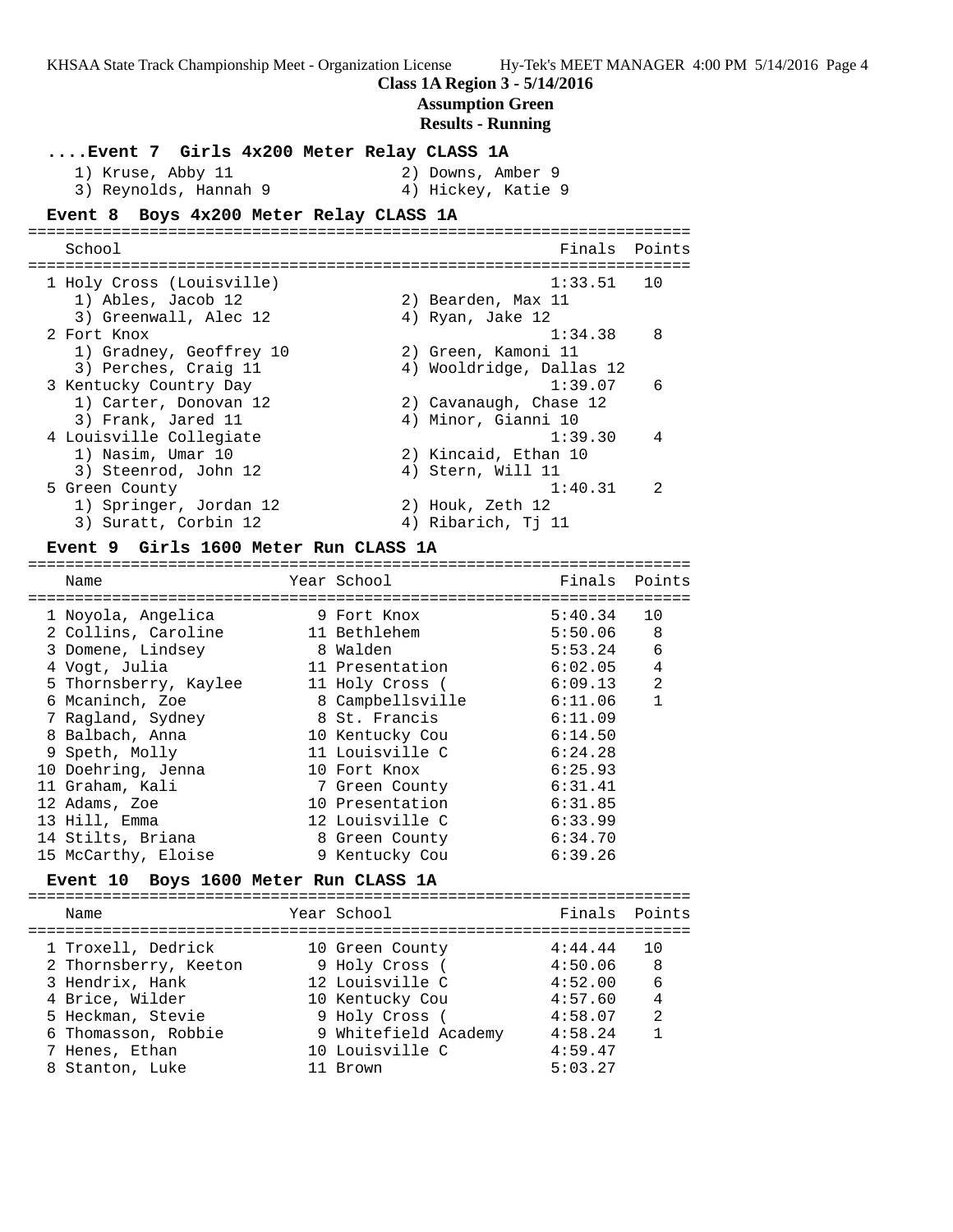**Class 1A Region 3 - 5/14/2016**
**Assumption Green**
**Results - Running**

### ....Event 7 Girls 4x200 Meter Relay CLASS 1A

| | |
|---|---|
| 1) Kruse, Abby 11 | 2) Downs, Amber 9 |
| 3) Reynolds, Hannah 9 | 4) Hickey, Katie 9 |

### Event 8 Boys 4x200 Meter Relay CLASS 1A

| School | | Finals | Points |
|---|---|---|---|
| 1 Holy Cross (Louisville) | | 1:33.51 | 10 |
| 1) Ables, Jacob 12 | 2) Bearden, Max 11 | | |
| 3) Greenwall, Alec 12 | 4) Ryan, Jake 12 | | |
| 2 Fort Knox | | 1:34.38 | 8 |
| 1) Gradney, Geoffrey 10 | 2) Green, Kamoni 11 | | |
| 3) Perches, Craig 11 | 4) Wooldridge, Dallas 12 | | |
| 3 Kentucky Country Day | | 1:39.07 | 6 |
| 1) Carter, Donovan 12 | 2) Cavanaugh, Chase 12 | | |
| 3) Frank, Jared 11 | 4) Minor, Gianni 10 | | |
| 4 Louisville Collegiate | | 1:39.30 | 4 |
| 1) Nasim, Umar 10 | 2) Kincaid, Ethan 10 | | |
| 3) Steenrod, John 12 | 4) Stern, Will 11 | | |
| 5 Green County | | 1:40.31 | 2 |
| 1) Springer, Jordan 12 | 2) Houk, Zeth 12 | | |
| 3) Suratt, Corbin 12 | 4) Ribarich, Tj 11 | | |

### Event 9 Girls 1600 Meter Run CLASS 1A

| Name | Year | School | Finals | Points |
|---|---|---|---|---|
| 1 Noyola, Angelica | 9 | Fort Knox | 5:40.34 | 10 |
| 2 Collins, Caroline | 11 | Bethlehem | 5:50.06 | 8 |
| 3 Domene, Lindsey | 8 | Walden | 5:53.24 | 6 |
| 4 Vogt, Julia | 11 | Presentation | 6:02.05 | 4 |
| 5 Thornsberry, Kaylee | 11 | Holy Cross ( | 6:09.13 | 2 |
| 6 Mcaninch, Zoe | 8 | Campbellsville | 6:11.06 | 1 |
| 7 Ragland, Sydney | 8 | St. Francis | 6:11.09 | |
| 8 Balbach, Anna | 10 | Kentucky Cou | 6:14.50 | |
| 9 Speth, Molly | 11 | Louisville C | 6:24.28 | |
| 10 Doehring, Jenna | 10 | Fort Knox | 6:25.93 | |
| 11 Graham, Kali | 7 | Green County | 6:31.41 | |
| 12 Adams, Zoe | 10 | Presentation | 6:31.85 | |
| 13 Hill, Emma | 12 | Louisville C | 6:33.99 | |
| 14 Stilts, Briana | 8 | Green County | 6:34.70 | |
| 15 McCarthy, Eloise | 9 | Kentucky Cou | 6:39.26 | |

### Event 10 Boys 1600 Meter Run CLASS 1A

| Name | Year | School | Finals | Points |
|---|---|---|---|---|
| 1 Troxell, Dedrick | 10 | Green County | 4:44.44 | 10 |
| 2 Thornsberry, Keeton | 9 | Holy Cross ( | 4:50.06 | 8 |
| 3 Hendrix, Hank | 12 | Louisville C | 4:52.00 | 6 |
| 4 Brice, Wilder | 10 | Kentucky Cou | 4:57.60 | 4 |
| 5 Heckman, Stevie | 9 | Holy Cross ( | 4:58.07 | 2 |
| 6 Thomasson, Robbie | 9 | Whitefield Academy | 4:58.24 | 1 |
| 7 Henes, Ethan | 10 | Louisville C | 4:59.47 | |
| 8 Stanton, Luke | 11 | Brown | 5:03.27 | |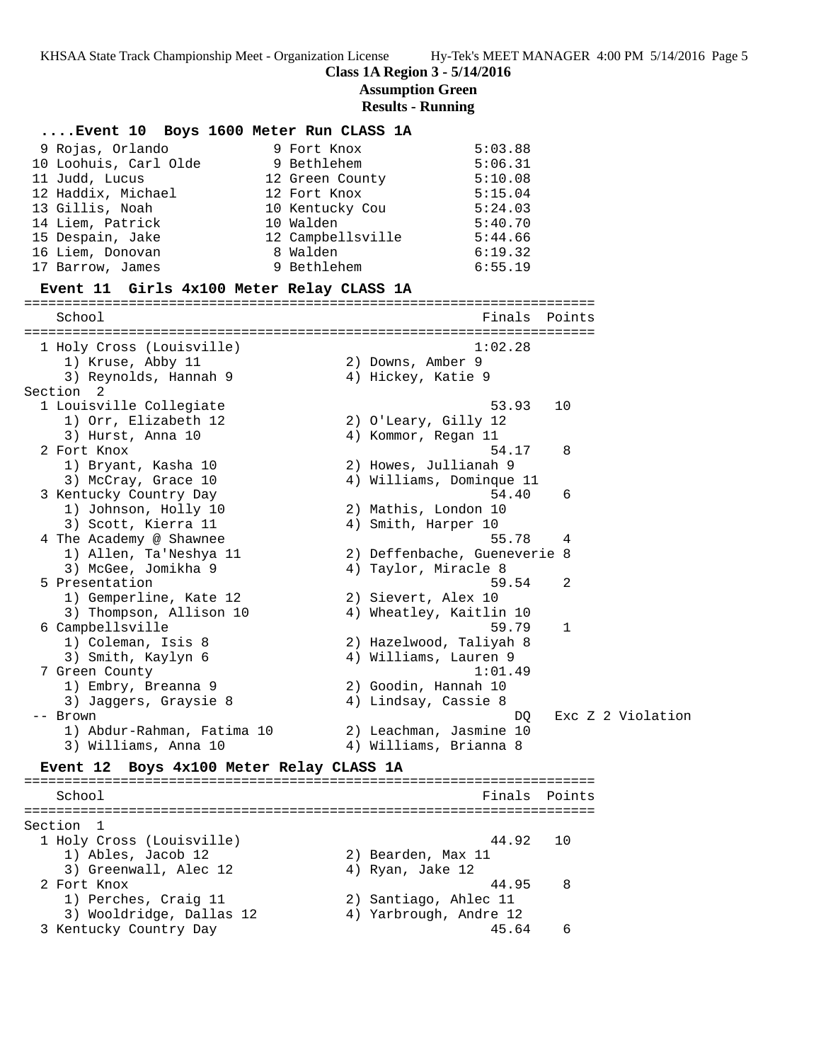**Class 1A Region 3 - 5/14/2016**
**Assumption Green**
**Results - Running**

### ....Event 10 Boys 1600 Meter Run CLASS 1A

```
 9 Rojas, Orlando          9 Fort Knox             5:03.88
10 Loohuis, Carl Olde      9 Bethlehem             5:06.31
11 Judd, Lucus            12 Green County          5:10.08
12 Haddix, Michael        12 Fort Knox             5:15.04
13 Gillis, Noah           10 Kentucky Cou          5:24.03
14 Liem, Patrick          10 Walden                5:40.70
15 Despain, Jake          12 Campbellsville        5:44.66
16 Liem, Donovan           8 Walden                6:19.32
17 Barrow, James           9 Bethlehem             6:55.19
```

### Event 11 Girls 4x100 Meter Relay CLASS 1A

```
=======================================================================
    School                                            Finals  Points
=======================================================================
  1 Holy Cross (Louisville)                          1:02.28
     1) Kruse, Abby 11                 2) Downs, Amber 9
     3) Reynolds, Hannah 9             4) Hickey, Katie 9
Section  2
  1 Louisville Collegiate                              53.93   10
     1) Orr, Elizabeth 12              2) O'Leary, Gilly 12
     3) Hurst, Anna 10                 4) Kommor, Regan 11
  2 Fort Knox                                          54.17    8
     1) Bryant, Kasha 10               2) Howes, Jullianah 9
     3) McCray, Grace 10               4) Williams, Dominque 11
  3 Kentucky Country Day                               54.40    6
     1) Johnson, Holly 10              2) Mathis, London 10
     3) Scott, Kierra 11               4) Smith, Harper 10
  4 The Academy @ Shawnee                              55.78    4
     1) Allen, Ta'Neshya 11            2) Deffenbache, Gueneverie 8
     3) McGee, Jomikha 9               4) Taylor, Miracle 8
  5 Presentation                                       59.54    2
     1) Gemperline, Kate 12            2) Sievert, Alex 10
     3) Thompson, Allison 10           4) Wheatley, Kaitlin 10
  6 Campbellsville                                     59.79    1
     1) Coleman, Isis 8                2) Hazelwood, Taliyah 8
     3) Smith, Kaylyn 6                4) Williams, Lauren 9
  7 Green County                                     1:01.49
     1) Embry, Breanna 9               2) Goodin, Hannah 10
     3) Jaggers, Graysie 8             4) Lindsay, Cassie 8
 -- Brown                                                 DQ   Exc Z 2 Violation
     1) Abdur-Rahman, Fatima 10        2) Leachman, Jasmine 10
     3) Williams, Anna 10              4) Williams, Brianna 8
```

### Event 12 Boys 4x100 Meter Relay CLASS 1A

```
=======================================================================
    School                                            Finals  Points
=======================================================================
Section  1
  1 Holy Cross (Louisville)                            44.92   10
     1) Ables, Jacob 12                2) Bearden, Max 11
     3) Greenwall, Alec 12             4) Ryan, Jake 12
  2 Fort Knox                                          44.95    8
     1) Perches, Craig 11              2) Santiago, Ahlec 11
     3) Wooldridge, Dallas 12          4) Yarbrough, Andre 12
  3 Kentucky Country Day                               45.64    6
```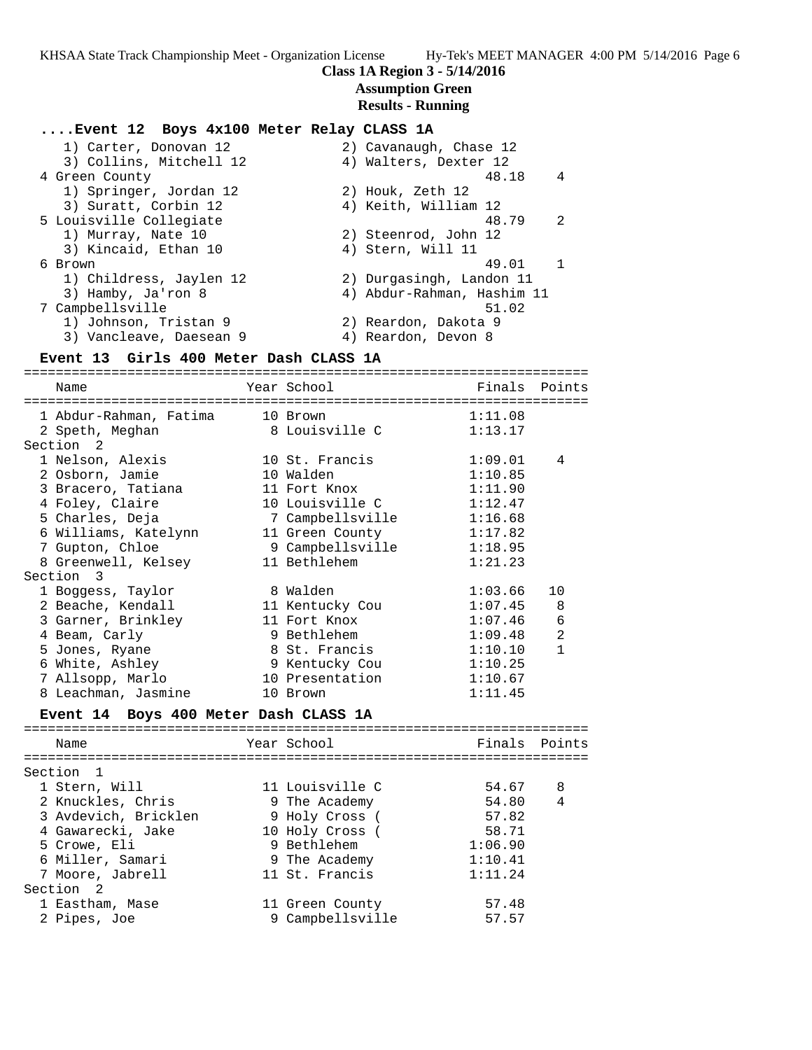**Class 1A Region 3 - 5/14/2016**

**Assumption Green**

**Results - Running**

### ....Event 12 Boys 4x100 Meter Relay CLASS 1A

```
    1) Carter, Donovan 12             2) Cavanaugh, Chase 12
    3) Collins, Mitchell 12           4) Walters, Dexter 12
  4 Green County                                   48.18    4
    1) Springer, Jordan 12            2) Houk, Zeth 12
    3) Suratt, Corbin 12              4) Keith, William 12
  5 Louisville Collegiate                          48.79    2
    1) Murray, Nate 10                2) Steenrod, John 12
    3) Kincaid, Ethan 10              4) Stern, Will 11
  6 Brown                                          49.01    1
    1) Childress, Jaylen 12           2) Durgasingh, Landon 11
    3) Hamby, Ja'ron 8                4) Abdur-Rahman, Hashim 11
  7 Campbellsville                                 51.02
    1) Johnson, Tristan 9             2) Reardon, Dakota 9
    3) Vancleave, Daesean 9           4) Reardon, Devon 8
```

### Event 13 Girls 400 Meter Dash CLASS 1A

```
=======================================================================
    Name                    Year School                 Finals  Points
=======================================================================
  1 Abdur-Rahman, Fatima      10 Brown                 1:11.08
  2 Speth, Meghan              8 Louisville C          1:13.17
Section  2
  1 Nelson, Alexis            10 St. Francis           1:09.01    4
  2 Osborn, Jamie             10 Walden                1:10.85
  3 Bracero, Tatiana          11 Fort Knox             1:11.90
  4 Foley, Claire             10 Louisville C          1:12.47
  5 Charles, Deja              7 Campbellsville        1:16.68
  6 Williams, Katelynn        11 Green County          1:17.82
  7 Gupton, Chloe              9 Campbellsville        1:18.95
  8 Greenwell, Kelsey         11 Bethlehem             1:21.23
Section  3
  1 Boggess, Taylor            8 Walden                1:03.66   10
  2 Beache, Kendall           11 Kentucky Cou          1:07.45    8
  3 Garner, Brinkley          11 Fort Knox             1:07.46    6
  4 Beam, Carly                9 Bethlehem             1:09.48    2
  5 Jones, Ryane               8 St. Francis           1:10.10    1
  6 White, Ashley              9 Kentucky Cou          1:10.25
  7 Allsopp, Marlo            10 Presentation          1:10.67
  8 Leachman, Jasmine         10 Brown                 1:11.45
```

### Event 14 Boys 400 Meter Dash CLASS 1A

```
=======================================================================
    Name                    Year School                 Finals  Points
=======================================================================
Section  1
  1 Stern, Will               11 Louisville C            54.67    8
  2 Knuckles, Chris            9 The Academy             54.80    4
  3 Avdevich, Bricklen         9 Holy Cross (            57.82
  4 Gawarecki, Jake           10 Holy Cross (            58.71
  5 Crowe, Eli                 9 Bethlehem             1:06.90
  6 Miller, Samari             9 The Academy           1:10.41
  7 Moore, Jabrell            11 St. Francis           1:11.24
Section  2
  1 Eastham, Mase             11 Green County            57.48
  2 Pipes, Joe                 9 Campbellsville          57.57
```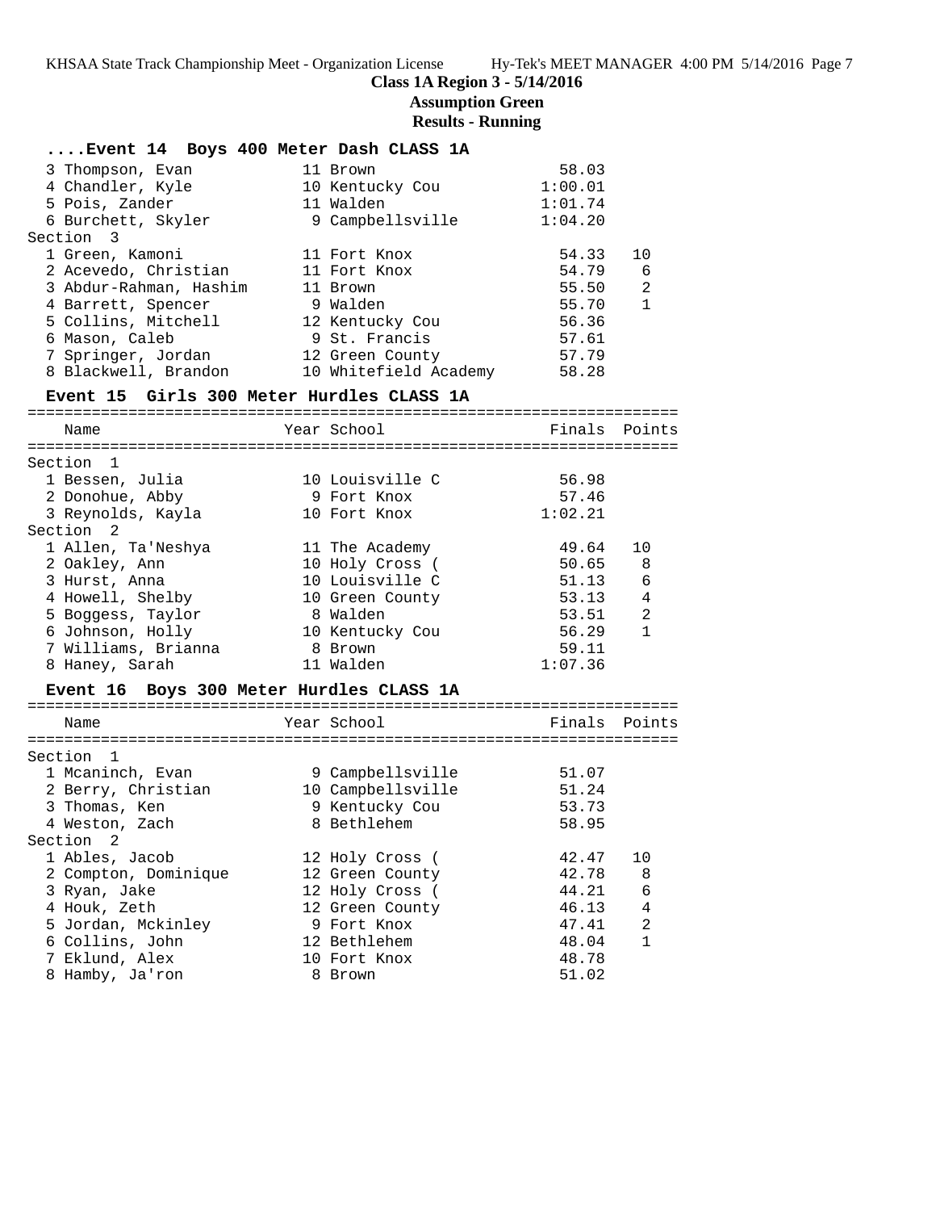**Class 1A Region 3 - 5/14/2016**

**Assumption Green**

**Results - Running**

### ....Event 14 Boys 400 Meter Dash CLASS 1A

| Place | Name | Year | School | Finals | Points |
|---|---|---|---|---|---|
| 3 | Thompson, Evan | 11 | Brown | 58.03 | |
| 4 | Chandler, Kyle | 10 | Kentucky Cou | 1:00.01 | |
| 5 | Pois, Zander | 11 | Walden | 1:01.74 | |
| 6 | Burchett, Skyler | 9 | Campbellsville | 1:04.20 | |
| **Section 3** | | | | | |
| 1 | Green, Kamoni | 11 | Fort Knox | 54.33 | 10 |
| 2 | Acevedo, Christian | 11 | Fort Knox | 54.79 | 6 |
| 3 | Abdur-Rahman, Hashim | 11 | Brown | 55.50 | 2 |
| 4 | Barrett, Spencer | 9 | Walden | 55.70 | 1 |
| 5 | Collins, Mitchell | 12 | Kentucky Cou | 56.36 | |
| 6 | Mason, Caleb | 9 | St. Francis | 57.61 | |
| 7 | Springer, Jordan | 12 | Green County | 57.79 | |
| 8 | Blackwell, Brandon | 10 | Whitefield Academy | 58.28 | |

### Event 15 Girls 300 Meter Hurdles CLASS 1A

| Place | Name | Year | School | Finals | Points |
|---|---|---|---|---|---|
| **Section 1** | | | | | |
| 1 | Bessen, Julia | 10 | Louisville C | 56.98 | |
| 2 | Donohue, Abby | 9 | Fort Knox | 57.46 | |
| 3 | Reynolds, Kayla | 10 | Fort Knox | 1:02.21 | |
| **Section 2** | | | | | |
| 1 | Allen, Ta'Neshya | 11 | The Academy | 49.64 | 10 |
| 2 | Oakley, Ann | 10 | Holy Cross ( | 50.65 | 8 |
| 3 | Hurst, Anna | 10 | Louisville C | 51.13 | 6 |
| 4 | Howell, Shelby | 10 | Green County | 53.13 | 4 |
| 5 | Boggess, Taylor | 8 | Walden | 53.51 | 2 |
| 6 | Johnson, Holly | 10 | Kentucky Cou | 56.29 | 1 |
| 7 | Williams, Brianna | 8 | Brown | 59.11 | |
| 8 | Haney, Sarah | 11 | Walden | 1:07.36 | |

### Event 16 Boys 300 Meter Hurdles CLASS 1A

| Place | Name | Year | School | Finals | Points |
|---|---|---|---|---|---|
| **Section 1** | | | | | |
| 1 | Mcaninch, Evan | 9 | Campbellsville | 51.07 | |
| 2 | Berry, Christian | 10 | Campbellsville | 51.24 | |
| 3 | Thomas, Ken | 9 | Kentucky Cou | 53.73 | |
| 4 | Weston, Zach | 8 | Bethlehem | 58.95 | |
| **Section 2** | | | | | |
| 1 | Ables, Jacob | 12 | Holy Cross ( | 42.47 | 10 |
| 2 | Compton, Dominique | 12 | Green County | 42.78 | 8 |
| 3 | Ryan, Jake | 12 | Holy Cross ( | 44.21 | 6 |
| 4 | Houk, Zeth | 12 | Green County | 46.13 | 4 |
| 5 | Jordan, Mckinley | 9 | Fort Knox | 47.41 | 2 |
| 6 | Collins, John | 12 | Bethlehem | 48.04 | 1 |
| 7 | Eklund, Alex | 10 | Fort Knox | 48.78 | |
| 8 | Hamby, Ja'ron | 8 | Brown | 51.02 | |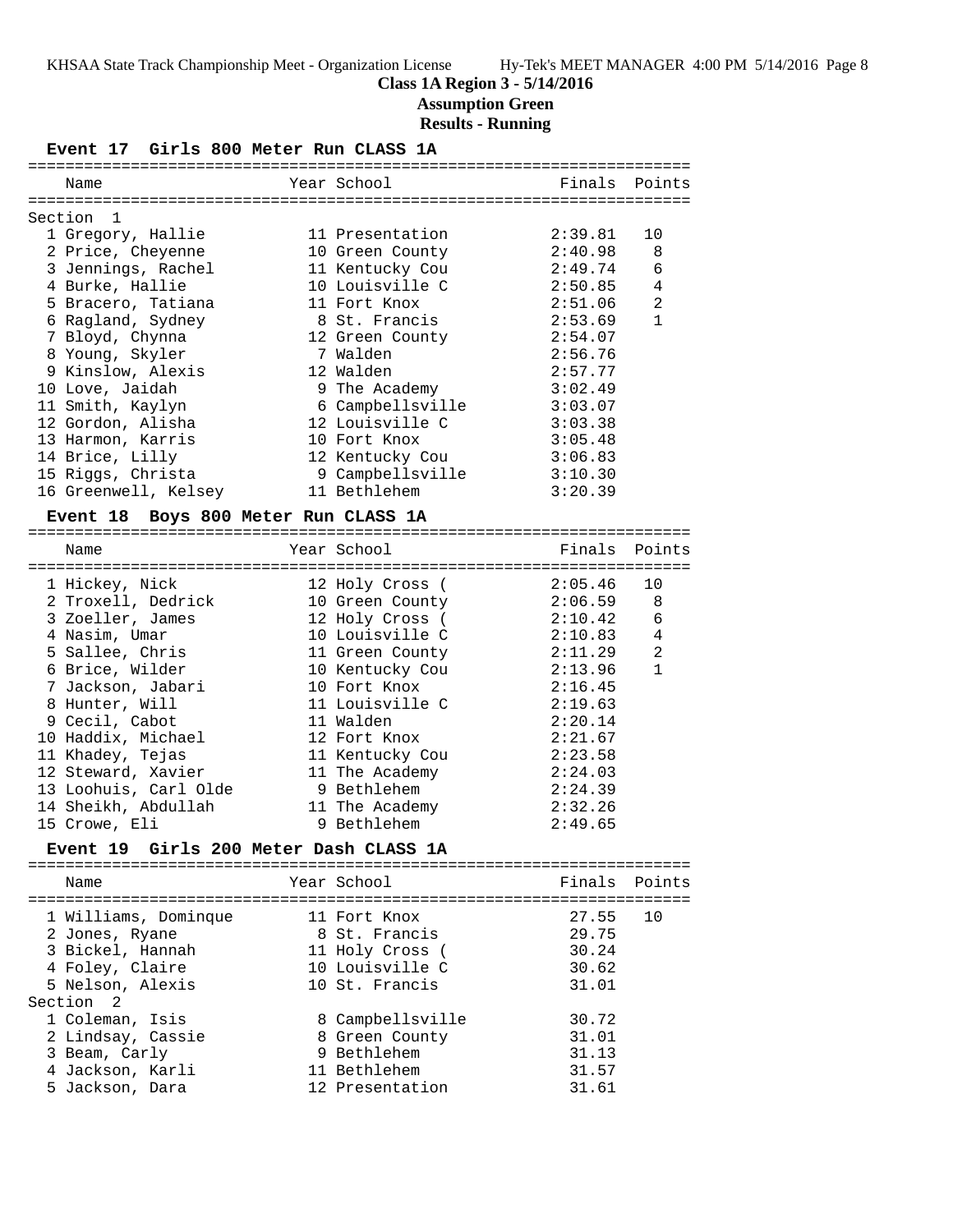## Class 1A Region 3 - 5/14/2016

## Assumption Green

## Results - Running

### Event 17 Girls 800 Meter Run CLASS 1A

| Name | Year | School | Finals | Points |
|---|---|---|---|---|
| Section 1 | | | | |
| 1 Gregory, Hallie | 11 | Presentation | 2:39.81 | 10 |
| 2 Price, Cheyenne | 10 | Green County | 2:40.98 | 8 |
| 3 Jennings, Rachel | 11 | Kentucky Cou | 2:49.74 | 6 |
| 4 Burke, Hallie | 10 | Louisville C | 2:50.85 | 4 |
| 5 Bracero, Tatiana | 11 | Fort Knox | 2:51.06 | 2 |
| 6 Ragland, Sydney | 8 | St. Francis | 2:53.69 | 1 |
| 7 Bloyd, Chynna | 12 | Green County | 2:54.07 | |
| 8 Young, Skyler | 7 | Walden | 2:56.76 | |
| 9 Kinslow, Alexis | 12 | Walden | 2:57.77 | |
| 10 Love, Jaidah | 9 | The Academy | 3:02.49 | |
| 11 Smith, Kaylyn | 6 | Campbellsville | 3:03.07 | |
| 12 Gordon, Alisha | 12 | Louisville C | 3:03.38 | |
| 13 Harmon, Karris | 10 | Fort Knox | 3:05.48 | |
| 14 Brice, Lilly | 12 | Kentucky Cou | 3:06.83 | |
| 15 Riggs, Christa | 9 | Campbellsville | 3:10.30 | |
| 16 Greenwell, Kelsey | 11 | Bethlehem | 3:20.39 | |

### Event 18 Boys 800 Meter Run CLASS 1A

| Name | Year | School | Finals | Points |
|---|---|---|---|---|
| 1 Hickey, Nick | 12 | Holy Cross ( | 2:05.46 | 10 |
| 2 Troxell, Dedrick | 10 | Green County | 2:06.59 | 8 |
| 3 Zoeller, James | 12 | Holy Cross ( | 2:10.42 | 6 |
| 4 Nasim, Umar | 10 | Louisville C | 2:10.83 | 4 |
| 5 Sallee, Chris | 11 | Green County | 2:11.29 | 2 |
| 6 Brice, Wilder | 10 | Kentucky Cou | 2:13.96 | 1 |
| 7 Jackson, Jabari | 10 | Fort Knox | 2:16.45 | |
| 8 Hunter, Will | 11 | Louisville C | 2:19.63 | |
| 9 Cecil, Cabot | 11 | Walden | 2:20.14 | |
| 10 Haddix, Michael | 12 | Fort Knox | 2:21.67 | |
| 11 Khadey, Tejas | 11 | Kentucky Cou | 2:23.58 | |
| 12 Steward, Xavier | 11 | The Academy | 2:24.03 | |
| 13 Loohuis, Carl Olde | 9 | Bethlehem | 2:24.39 | |
| 14 Sheikh, Abdullah | 11 | The Academy | 2:32.26 | |
| 15 Crowe, Eli | 9 | Bethlehem | 2:49.65 | |

### Event 19 Girls 200 Meter Dash CLASS 1A

| Name | Year | School | Finals | Points |
|---|---|---|---|---|
| 1 Williams, Dominque | 11 | Fort Knox | 27.55 | 10 |
| 2 Jones, Ryane | 8 | St. Francis | 29.75 | |
| 3 Bickel, Hannah | 11 | Holy Cross ( | 30.24 | |
| 4 Foley, Claire | 10 | Louisville C | 30.62 | |
| 5 Nelson, Alexis | 10 | St. Francis | 31.01 | |
| Section 2 | | | | |
| 1 Coleman, Isis | 8 | Campbellsville | 30.72 | |
| 2 Lindsay, Cassie | 8 | Green County | 31.01 | |
| 3 Beam, Carly | 9 | Bethlehem | 31.13 | |
| 4 Jackson, Karli | 11 | Bethlehem | 31.57 | |
| 5 Jackson, Dara | 12 | Presentation | 31.61 | |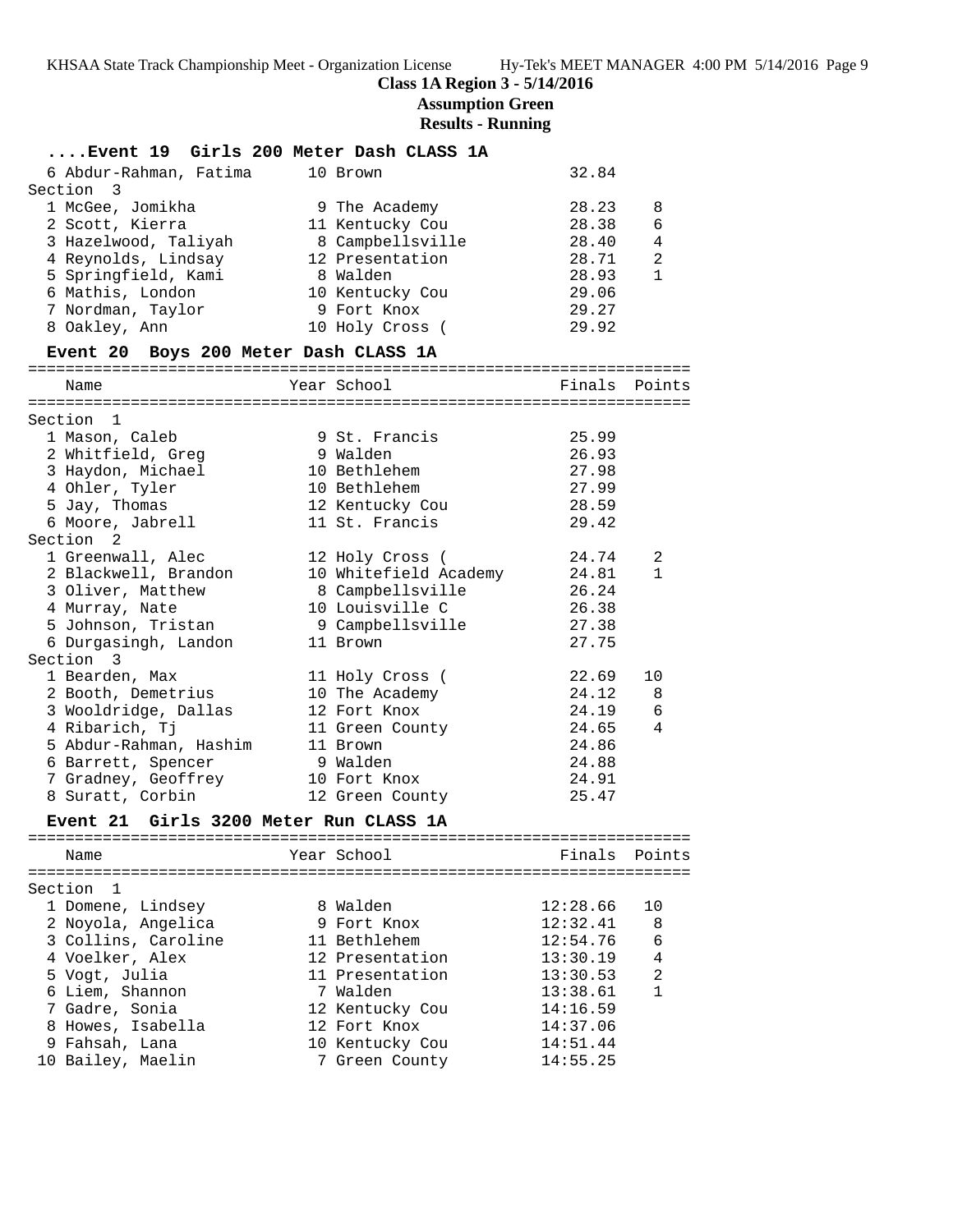## Class 1A Region 3 - 5/14/2016

## Assumption Green

## Results - Running

### ....Event 19 Girls 200 Meter Dash CLASS 1A

| Name | Year | School | Finals | Points |
|---|---|---|---|---|
| 6 Abdur-Rahman, Fatima | 10 | Brown | 32.84 | |
| **Section 3** | | | | |
| 1 McGee, Jomikha | 9 | The Academy | 28.23 | 8 |
| 2 Scott, Kierra | 11 | Kentucky Cou | 28.38 | 6 |
| 3 Hazelwood, Taliyah | 8 | Campbellsville | 28.40 | 4 |
| 4 Reynolds, Lindsay | 12 | Presentation | 28.71 | 2 |
| 5 Springfield, Kami | 8 | Walden | 28.93 | 1 |
| 6 Mathis, London | 10 | Kentucky Cou | 29.06 | |
| 7 Nordman, Taylor | 9 | Fort Knox | 29.27 | |
| 8 Oakley, Ann | 10 | Holy Cross ( | 29.92 | |

### Event 20 Boys 200 Meter Dash CLASS 1A

| Name | Year | School | Finals | Points |
|---|---|---|---|---|
| **Section 1** | | | | |
| 1 Mason, Caleb | 9 | St. Francis | 25.99 | |
| 2 Whitfield, Greg | 9 | Walden | 26.93 | |
| 3 Haydon, Michael | 10 | Bethlehem | 27.98 | |
| 4 Ohler, Tyler | 10 | Bethlehem | 27.99 | |
| 5 Jay, Thomas | 12 | Kentucky Cou | 28.59 | |
| 6 Moore, Jabrell | 11 | St. Francis | 29.42 | |
| **Section 2** | | | | |
| 1 Greenwall, Alec | 12 | Holy Cross ( | 24.74 | 2 |
| 2 Blackwell, Brandon | 10 | Whitefield Academy | 24.81 | 1 |
| 3 Oliver, Matthew | 8 | Campbellsville | 26.24 | |
| 4 Murray, Nate | 10 | Louisville C | 26.38 | |
| 5 Johnson, Tristan | 9 | Campbellsville | 27.38 | |
| 6 Durgasingh, Landon | 11 | Brown | 27.75 | |
| **Section 3** | | | | |
| 1 Bearden, Max | 11 | Holy Cross ( | 22.69 | 10 |
| 2 Booth, Demetrius | 10 | The Academy | 24.12 | 8 |
| 3 Wooldridge, Dallas | 12 | Fort Knox | 24.19 | 6 |
| 4 Ribarich, Tj | 11 | Green County | 24.65 | 4 |
| 5 Abdur-Rahman, Hashim | 11 | Brown | 24.86 | |
| 6 Barrett, Spencer | 9 | Walden | 24.88 | |
| 7 Gradney, Geoffrey | 10 | Fort Knox | 24.91 | |
| 8 Suratt, Corbin | 12 | Green County | 25.47 | |

### Event 21 Girls 3200 Meter Run CLASS 1A

| Name | Year | School | Finals | Points |
|---|---|---|---|---|
| **Section 1** | | | | |
| 1 Domene, Lindsey | 8 | Walden | 12:28.66 | 10 |
| 2 Noyola, Angelica | 9 | Fort Knox | 12:32.41 | 8 |
| 3 Collins, Caroline | 11 | Bethlehem | 12:54.76 | 6 |
| 4 Voelker, Alex | 12 | Presentation | 13:30.19 | 4 |
| 5 Vogt, Julia | 11 | Presentation | 13:30.53 | 2 |
| 6 Liem, Shannon | 7 | Walden | 13:38.61 | 1 |
| 7 Gadre, Sonia | 12 | Kentucky Cou | 14:16.59 | |
| 8 Howes, Isabella | 12 | Fort Knox | 14:37.06 | |
| 9 Fahsah, Lana | 10 | Kentucky Cou | 14:51.44 | |
| 10 Bailey, Maelin | 7 | Green County | 14:55.25 | |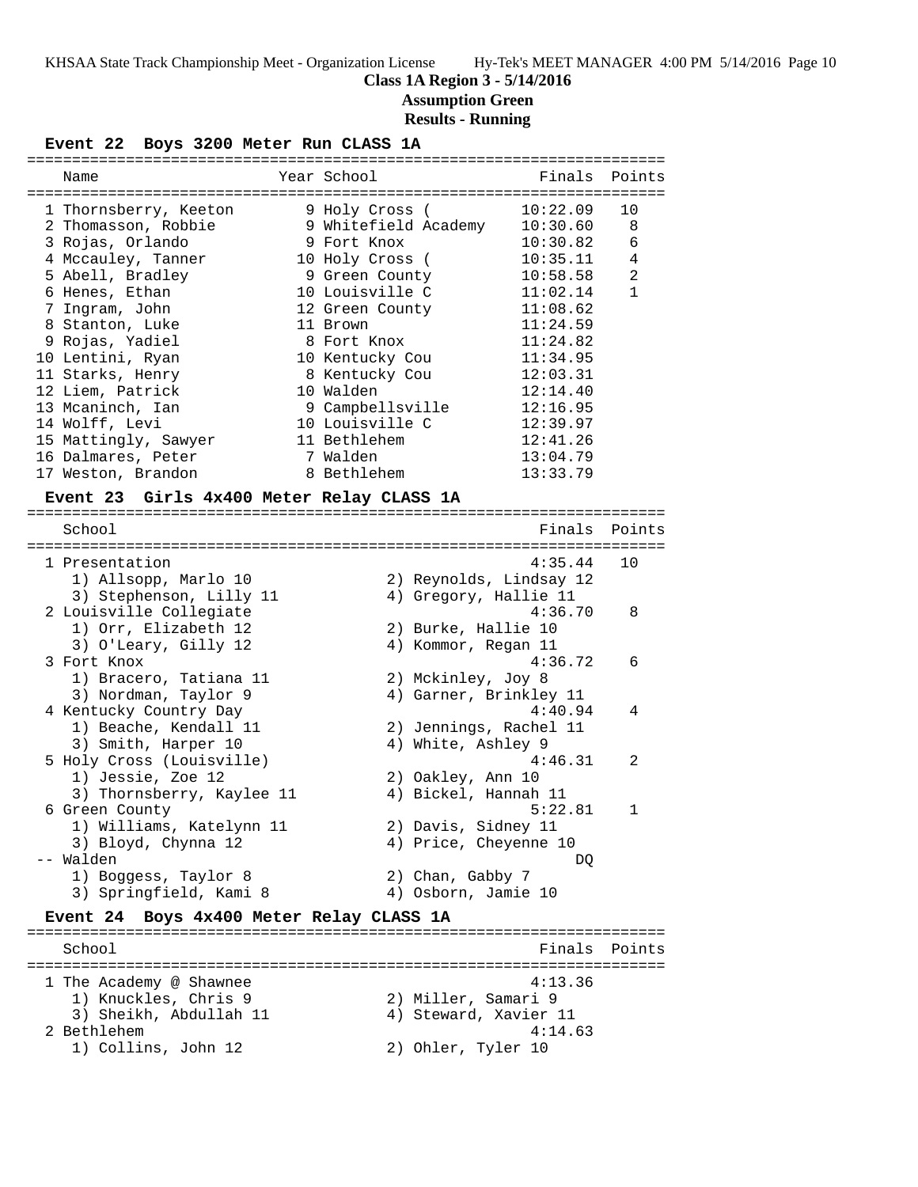**Class 1A Region 3 - 5/14/2016**

**Assumption Green**

**Results - Running**

### Event 22 Boys 3200 Meter Run CLASS 1A

| | Name | Year | School | Finals | Points |
|---|---|---|---|---|---|
| 1 | Thornsberry, Keeton | 9 | Holy Cross ( | 10:22.09 | 10 |
| 2 | Thomasson, Robbie | 9 | Whitefield Academy | 10:30.60 | 8 |
| 3 | Rojas, Orlando | 9 | Fort Knox | 10:30.82 | 6 |
| 4 | Mccauley, Tanner | 10 | Holy Cross ( | 10:35.11 | 4 |
| 5 | Abell, Bradley | 9 | Green County | 10:58.58 | 2 |
| 6 | Henes, Ethan | 10 | Louisville C | 11:02.14 | 1 |
| 7 | Ingram, John | 12 | Green County | 11:08.62 | |
| 8 | Stanton, Luke | 11 | Brown | 11:24.59 | |
| 9 | Rojas, Yadiel | 8 | Fort Knox | 11:24.82 | |
| 10 | Lentini, Ryan | 10 | Kentucky Cou | 11:34.95 | |
| 11 | Starks, Henry | 8 | Kentucky Cou | 12:03.31 | |
| 12 | Liem, Patrick | 10 | Walden | 12:14.40 | |
| 13 | Mcaninch, Ian | 9 | Campbellsville | 12:16.95 | |
| 14 | Wolff, Levi | 10 | Louisville C | 12:39.97 | |
| 15 | Mattingly, Sawyer | 11 | Bethlehem | 12:41.26 | |
| 16 | Dalmares, Peter | 7 | Walden | 13:04.79 | |
| 17 | Weston, Brandon | 8 | Bethlehem | 13:33.79 | |

### Event 23 Girls 4x400 Meter Relay CLASS 1A

| | School | Finals | Points |
|---|---|---|---|
| 1 | Presentation | 4:35.44 | 10 |
| | 1) Allsopp, Marlo 10; 2) Reynolds, Lindsay 12; 3) Stephenson, Lilly 11; 4) Gregory, Hallie 11 | | |
| 2 | Louisville Collegiate | 4:36.70 | 8 |
| | 1) Orr, Elizabeth 12; 2) Burke, Hallie 10; 3) O'Leary, Gilly 12; 4) Kommor, Regan 11 | | |
| 3 | Fort Knox | 4:36.72 | 6 |
| | 1) Bracero, Tatiana 11; 2) Mckinley, Joy 8; 3) Nordman, Taylor 9; 4) Garner, Brinkley 11 | | |
| 4 | Kentucky Country Day | 4:40.94 | 4 |
| | 1) Beache, Kendall 11; 2) Jennings, Rachel 11; 3) Smith, Harper 10; 4) White, Ashley 9 | | |
| 5 | Holy Cross (Louisville) | 4:46.31 | 2 |
| | 1) Jessie, Zoe 12; 2) Oakley, Ann 10; 3) Thornsberry, Kaylee 11; 4) Bickel, Hannah 11 | | |
| 6 | Green County | 5:22.81 | 1 |
| | 1) Williams, Katelynn 11; 2) Davis, Sidney 11; 3) Bloyd, Chynna 12; 4) Price, Cheyenne 10 | | |
| -- | Walden | DQ | |
| | 1) Boggess, Taylor 8; 2) Chan, Gabby 7; 3) Springfield, Kami 8; 4) Osborn, Jamie 10 | | |

### Event 24 Boys 4x400 Meter Relay CLASS 1A

| | School | Finals | Points |
|---|---|---|---|
| 1 | The Academy @ Shawnee | 4:13.36 | |
| | 1) Knuckles, Chris 9; 2) Miller, Samari 9; 3) Sheikh, Abdullah 11; 4) Steward, Xavier 11 | | |
| 2 | Bethlehem | 4:14.63 | |
| | 1) Collins, John 12; 2) Ohler, Tyler 10 | | |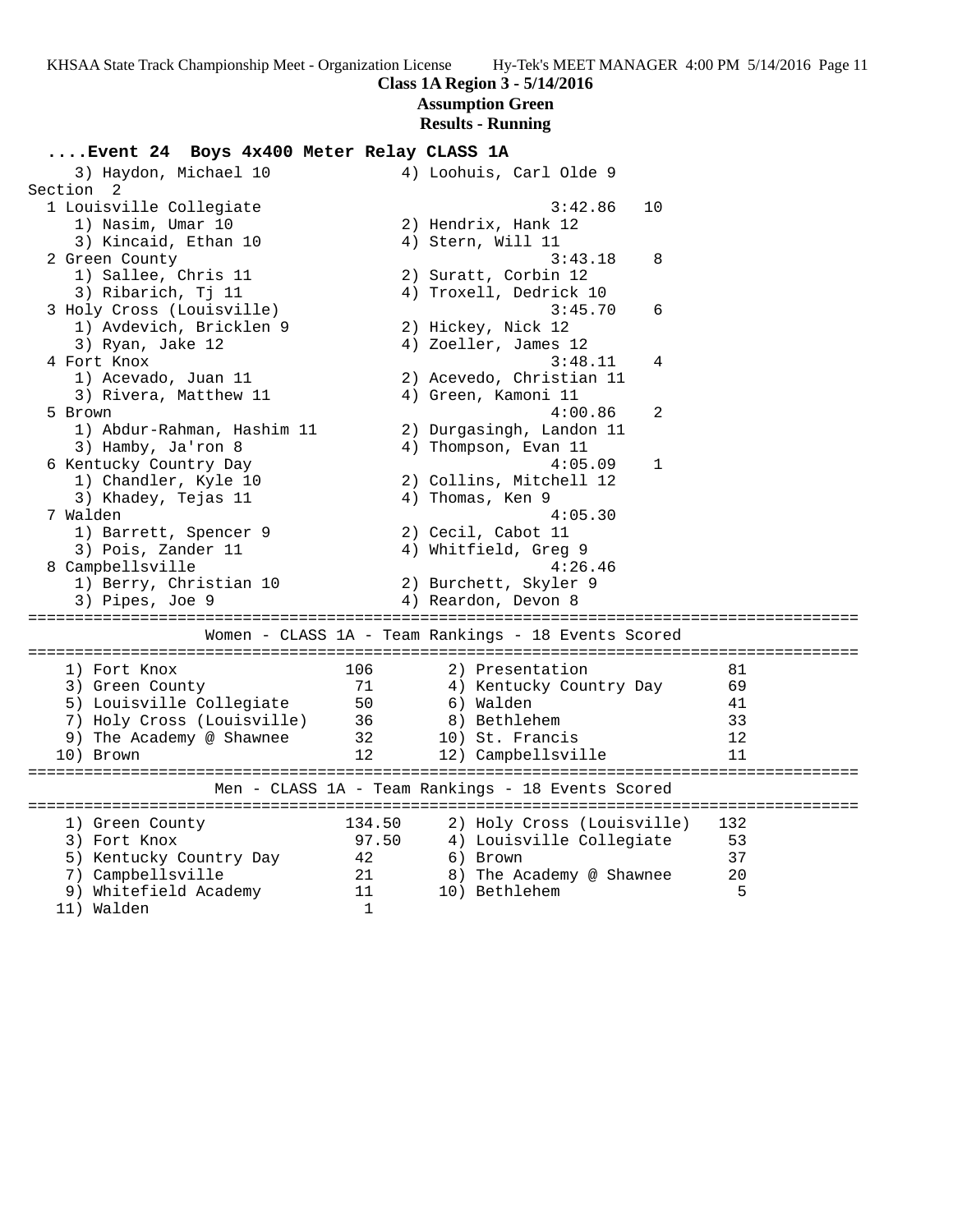**Class 1A Region 3 - 5/14/2016**

**Assumption Green**

**Results - Running**

### ....Event 24 Boys 4x400 Meter Relay CLASS 1A

```
    3) Haydon, Michael 10              4) Loohuis, Carl Olde 9
Section  2
  1 Louisville Collegiate                          3:42.86   10
     1) Nasim, Umar 10                  2) Hendrix, Hank 12
     3) Kincaid, Ethan 10               4) Stern, Will 11
  2 Green County                                   3:43.18    8
     1) Sallee, Chris 11                2) Suratt, Corbin 12
     3) Ribarich, Tj 11                 4) Troxell, Dedrick 10
  3 Holy Cross (Louisville)                        3:45.70    6
     1) Avdevich, Bricklen 9            2) Hickey, Nick 12
     3) Ryan, Jake 12                   4) Zoeller, James 12
  4 Fort Knox                                      3:48.11    4
     1) Acevado, Juan 11                2) Acevedo, Christian 11
     3) Rivera, Matthew 11              4) Green, Kamoni 11
  5 Brown                                          4:00.86    2
     1) Abdur-Rahman, Hashim 11         2) Durgasingh, Landon 11
     3) Hamby, Ja'ron 8                 4) Thompson, Evan 11
  6 Kentucky Country Day                           4:05.09    1
     1) Chandler, Kyle 10               2) Collins, Mitchell 12
     3) Khadey, Tejas 11                4) Thomas, Ken 9
  7 Walden                                         4:05.30
     1) Barrett, Spencer 9              2) Cecil, Cabot 11
     3) Pois, Zander 11                 4) Whitfield, Greg 9
  8 Campbellsville                                 4:26.46
     1) Berry, Christian 10             2) Burchett, Skyler 9
     3) Pipes, Joe 9                    4) Reardon, Devon 8
```

### Women - CLASS 1A - Team Rankings - 18 Events Scored

| | | | |
|---|---|---|---|
| 1) Fort Knox | 106 | 2) Presentation | 81 |
| 3) Green County | 71 | 4) Kentucky Country Day | 69 |
| 5) Louisville Collegiate | 50 | 6) Walden | 41 |
| 7) Holy Cross (Louisville) | 36 | 8) Bethlehem | 33 |
| 9) The Academy @ Shawnee | 32 | 10) St. Francis | 12 |
| 10) Brown | 12 | 12) Campbellsville | 11 |

### Men - CLASS 1A - Team Rankings - 18 Events Scored

| | | | |
|---|---|---|---|
| 1) Green County | 134.50 | 2) Holy Cross (Louisville) | 132 |
| 3) Fort Knox | 97.50 | 4) Louisville Collegiate | 53 |
| 5) Kentucky Country Day | 42 | 6) Brown | 37 |
| 7) Campbellsville | 21 | 8) The Academy @ Shawnee | 20 |
| 9) Whitefield Academy | 11 | 10) Bethlehem | 5 |
| 11) Walden | 1 | | |